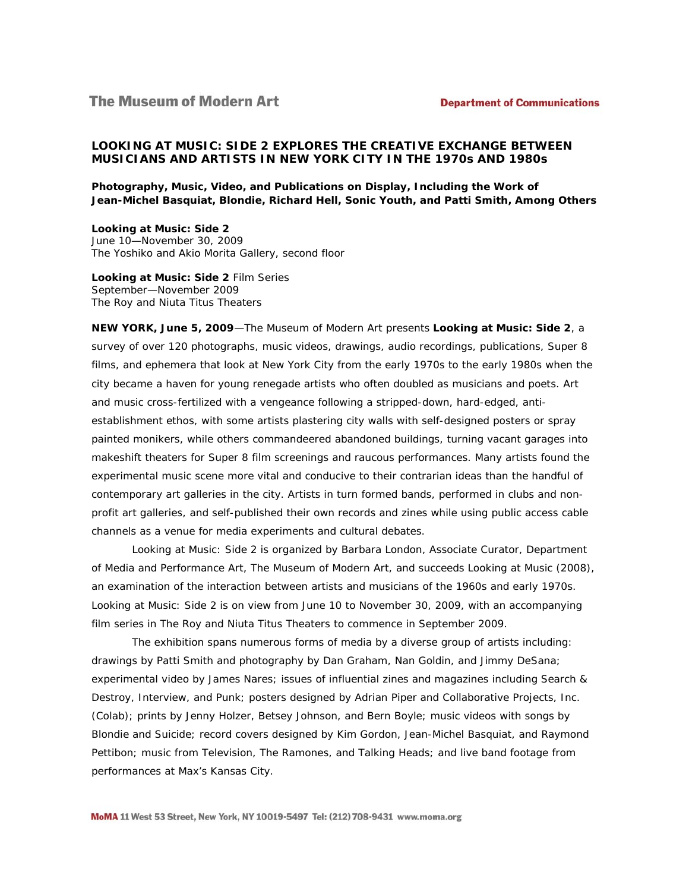The Museum of Modern Art

Department of Communications

# LOOKING AT MUSIC: SIDE 2 EXPLORES THE CREATIVE EXCHANGE BETWEEN MUSICIANS AND ARTISTS IN NEW YORK CITY IN THE 1970s AND 1980s

**Photography, Music, Video, and Publications on Display, Including the Work of Jean-Michel Basquiat, Blondie, Richard Hell, Sonic Youth, and Patti Smith, Among Others**

**Looking at Music: Side 2**
June 10—November 30, 2009
The Yoshiko and Akio Morita Gallery, second floor

**Looking at Music: Side 2** Film Series
September—November 2009
The Roy and Niuta Titus Theaters

**NEW YORK, June 5, 2009**—The Museum of Modern Art presents **Looking at Music: Side 2**, a survey of over 120 photographs, music videos, drawings, audio recordings, publications, Super 8 films, and ephemera that look at New York City from the early 1970s to the early 1980s when the city became a haven for young renegade artists who often doubled as musicians and poets. Art and music cross-fertilized with a vengeance following a stripped-down, hard-edged, anti-establishment ethos, with some artists plastering city walls with self-designed posters or spray painted monikers, while others commandeered abandoned buildings, turning vacant garages into makeshift theaters for Super 8 film screenings and raucous performances. Many artists found the experimental music scene more vital and conducive to their contrarian ideas than the handful of contemporary art galleries in the city. Artists in turn formed bands, performed in clubs and non-profit art galleries, and self-published their own records and zines while using public access cable channels as a venue for media experiments and cultural debates.

Looking at Music: Side 2 is organized by Barbara London, Associate Curator, Department of Media and Performance Art, The Museum of Modern Art, and succeeds Looking at Music (2008), an examination of the interaction between artists and musicians of the 1960s and early 1970s. Looking at Music: Side 2 is on view from June 10 to November 30, 2009, with an accompanying film series in The Roy and Niuta Titus Theaters to commence in September 2009.

The exhibition spans numerous forms of media by a diverse group of artists including: drawings by Patti Smith and photography by Dan Graham, Nan Goldin, and Jimmy DeSana; experimental video by James Nares; issues of influential zines and magazines including Search & Destroy, Interview, and Punk; posters designed by Adrian Piper and Collaborative Projects, Inc. (Colab); prints by Jenny Holzer, Betsey Johnson, and Bern Boyle; music videos with songs by Blondie and Suicide; record covers designed by Kim Gordon, Jean-Michel Basquiat, and Raymond Pettibon; music from Television, The Ramones, and Talking Heads; and live band footage from performances at Max's Kansas City.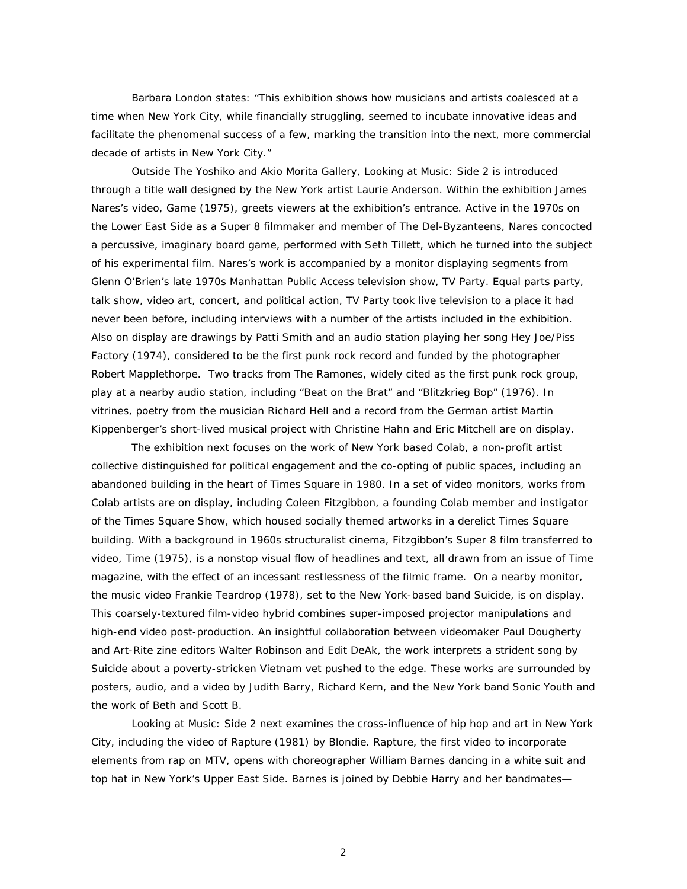Barbara London states: "This exhibition shows how musicians and artists coalesced at a time when New York City, while financially struggling, seemed to incubate innovative ideas and facilitate the phenomenal success of a few, marking the transition into the next, more commercial decade of artists in New York City."

Outside The Yoshiko and Akio Morita Gallery, Looking at Music: Side 2 is introduced through a title wall designed by the New York artist Laurie Anderson. Within the exhibition James Nares's video, Game (1975), greets viewers at the exhibition's entrance. Active in the 1970s on the Lower East Side as a Super 8 filmmaker and member of The Del-Byzanteens, Nares concocted a percussive, imaginary board game, performed with Seth Tillett, which he turned into the subject of his experimental film. Nares's work is accompanied by a monitor displaying segments from Glenn O'Brien's late 1970s Manhattan Public Access television show, TV Party. Equal parts party, talk show, video art, concert, and political action, TV Party took live television to a place it had never been before, including interviews with a number of the artists included in the exhibition. Also on display are drawings by Patti Smith and an audio station playing her song Hey Joe/Piss Factory (1974), considered to be the first punk rock record and funded by the photographer Robert Mapplethorpe. Two tracks from The Ramones, widely cited as the first punk rock group, play at a nearby audio station, including "Beat on the Brat" and "Blitzkrieg Bop" (1976). In vitrines, poetry from the musician Richard Hell and a record from the German artist Martin Kippenberger's short-lived musical project with Christine Hahn and Eric Mitchell are on display.

The exhibition next focuses on the work of New York based Colab, a non-profit artist collective distinguished for political engagement and the co-opting of public spaces, including an abandoned building in the heart of Times Square in 1980. In a set of video monitors, works from Colab artists are on display, including Coleen Fitzgibbon, a founding Colab member and instigator of the Times Square Show, which housed socially themed artworks in a derelict Times Square building. With a background in 1960s structuralist cinema, Fitzgibbon's Super 8 film transferred to video, Time (1975), is a nonstop visual flow of headlines and text, all drawn from an issue of Time magazine, with the effect of an incessant restlessness of the filmic frame. On a nearby monitor, the music video Frankie Teardrop (1978), set to the New York-based band Suicide, is on display. This coarsely-textured film-video hybrid combines super-imposed projector manipulations and high-end video post-production. An insightful collaboration between videomaker Paul Dougherty and Art-Rite zine editors Walter Robinson and Edit DeAk, the work interprets a strident song by Suicide about a poverty-stricken Vietnam vet pushed to the edge. These works are surrounded by posters, audio, and a video by Judith Barry, Richard Kern, and the New York band Sonic Youth and the work of Beth and Scott B.

Looking at Music: Side 2 next examines the cross-influence of hip hop and art in New York City, including the video of Rapture (1981) by Blondie. Rapture, the first video to incorporate elements from rap on MTV, opens with choreographer William Barnes dancing in a white suit and top hat in New York's Upper East Side. Barnes is joined by Debbie Harry and her bandmates—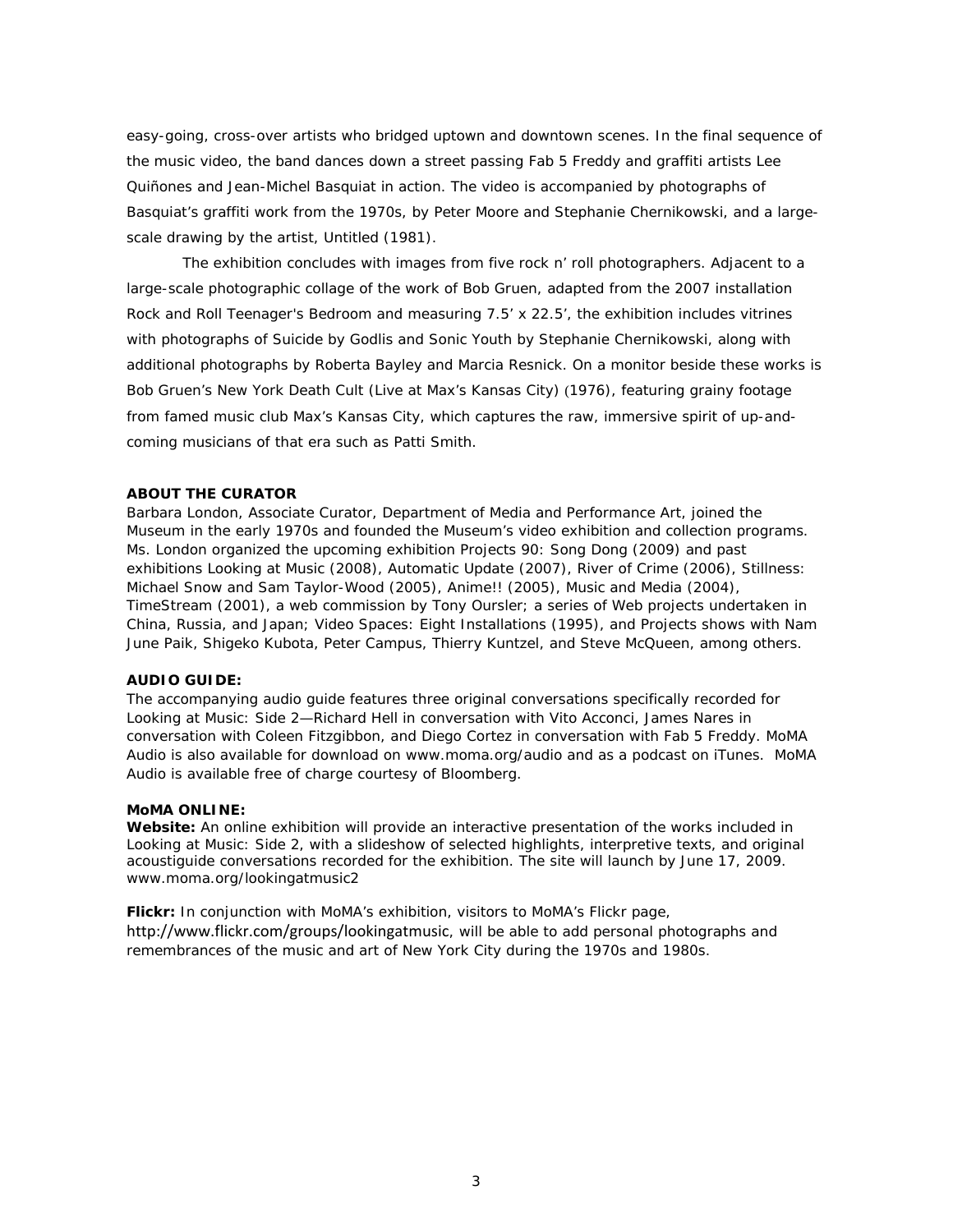easy-going, cross-over artists who bridged uptown and downtown scenes. In the final sequence of the music video, the band dances down a street passing Fab 5 Freddy and graffiti artists Lee Quiñones and Jean-Michel Basquiat in action. The video is accompanied by photographs of Basquiat's graffiti work from the 1970s, by Peter Moore and Stephanie Chernikowski, and a large-scale drawing by the artist, Untitled (1981).

The exhibition concludes with images from five rock n' roll photographers. Adjacent to a large-scale photographic collage of the work of Bob Gruen, adapted from the 2007 installation Rock and Roll Teenager's Bedroom and measuring 7.5' x 22.5', the exhibition includes vitrines with photographs of Suicide by Godlis and Sonic Youth by Stephanie Chernikowski, along with additional photographs by Roberta Bayley and Marcia Resnick. On a monitor beside these works is Bob Gruen's New York Death Cult (Live at Max's Kansas City) (1976), featuring grainy footage from famed music club Max's Kansas City, which captures the raw, immersive spirit of up-and-coming musicians of that era such as Patti Smith.

**ABOUT THE CURATOR**

Barbara London, Associate Curator, Department of Media and Performance Art, joined the Museum in the early 1970s and founded the Museum's video exhibition and collection programs. Ms. London organized the upcoming exhibition Projects 90: Song Dong (2009) and past exhibitions Looking at Music (2008), Automatic Update (2007), River of Crime (2006), Stillness: Michael Snow and Sam Taylor-Wood (2005), Anime!! (2005), Music and Media (2004), TimeStream (2001), a web commission by Tony Oursler; a series of Web projects undertaken in China, Russia, and Japan; Video Spaces: Eight Installations (1995), and Projects shows with Nam June Paik, Shigeko Kubota, Peter Campus, Thierry Kuntzel, and Steve McQueen, among others.

**AUDIO GUIDE:**

The accompanying audio guide features three original conversations specifically recorded for Looking at Music: Side 2—Richard Hell in conversation with Vito Acconci, James Nares in conversation with Coleen Fitzgibbon, and Diego Cortez in conversation with Fab 5 Freddy. MoMA Audio is also available for download on www.moma.org/audio and as a podcast on iTunes. MoMA Audio is available free of charge courtesy of Bloomberg.

**MoMA ONLINE:**

**Website:** An online exhibition will provide an interactive presentation of the works included in Looking at Music: Side 2, with a slideshow of selected highlights, interpretive texts, and original acoustiguide conversations recorded for the exhibition. The site will launch by June 17, 2009. www.moma.org/lookingatmusic2

**Flickr:** In conjunction with MoMA's exhibition, visitors to MoMA's Flickr page, http://www.flickr.com/groups/lookingatmusic, will be able to add personal photographs and remembrances of the music and art of New York City during the 1970s and 1980s.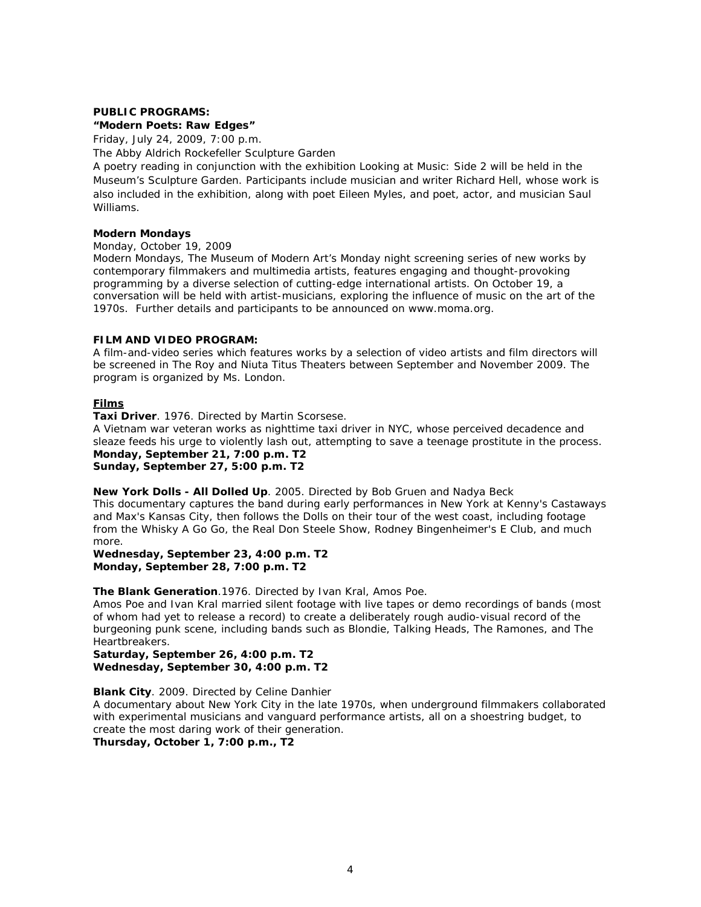**PUBLIC PROGRAMS:**

**"Modern Poets: Raw Edges"**

*Friday, July 24, 2009, 7:00 p.m.*

*The Abby Aldrich Rockefeller Sculpture Garden*

A poetry reading in conjunction with the exhibition Looking at Music: Side 2 will be held in the Museum's Sculpture Garden. Participants include musician and writer Richard Hell, whose work is also included in the exhibition, along with poet Eileen Myles, and poet, actor, and musician Saul Williams.

**Modern Mondays**

*Monday, October 19, 2009*

Modern Mondays, The Museum of Modern Art's Monday night screening series of new works by contemporary filmmakers and multimedia artists, features engaging and thought-provoking programming by a diverse selection of cutting-edge international artists. On October 19, a conversation will be held with artist-musicians, exploring the influence of music on the art of the 1970s. Further details and participants to be announced on www.moma.org.

**FILM AND VIDEO PROGRAM:**

A film-and-video series which features works by a selection of video artists and film directors will be screened in The Roy and Niuta Titus Theaters between September and November 2009. The program is organized by Ms. London.

**Films**

**Taxi Driver**. 1976. Directed by Martin Scorsese.

A Vietnam war veteran works as nighttime taxi driver in NYC, whose perceived decadence and sleaze feeds his urge to violently lash out, attempting to save a teenage prostitute in the process.

**Monday, September 21, 7:00 p.m. T2**
**Sunday, September 27, 5:00 p.m. T2**

**New York Dolls - All Dolled Up**. 2005. Directed by Bob Gruen and Nadya Beck

This documentary captures the band during early performances in New York at Kenny's Castaways and Max's Kansas City, then follows the Dolls on their tour of the west coast, including footage from the Whisky A Go Go, the Real Don Steele Show, Rodney Bingenheimer's E Club, and much more.

**Wednesday, September 23, 4:00 p.m. T2**
**Monday, September 28, 7:00 p.m. T2**

**The Blank Generation**.1976. Directed by Ivan Kral, Amos Poe.

Amos Poe and Ivan Kral married silent footage with live tapes or demo recordings of bands (most of whom had yet to release a record) to create a deliberately rough audio-visual record of the burgeoning punk scene, including bands such as Blondie, Talking Heads, The Ramones, and The Heartbreakers.

**Saturday, September 26, 4:00 p.m. T2**
**Wednesday, September 30, 4:00 p.m. T2**

**Blank City**. 2009. Directed by Celine Danhier

A documentary about New York City in the late 1970s, when underground filmmakers collaborated with experimental musicians and vanguard performance artists, all on a shoestring budget, to create the most daring work of their generation.

**Thursday, October 1, 7:00 p.m., T2**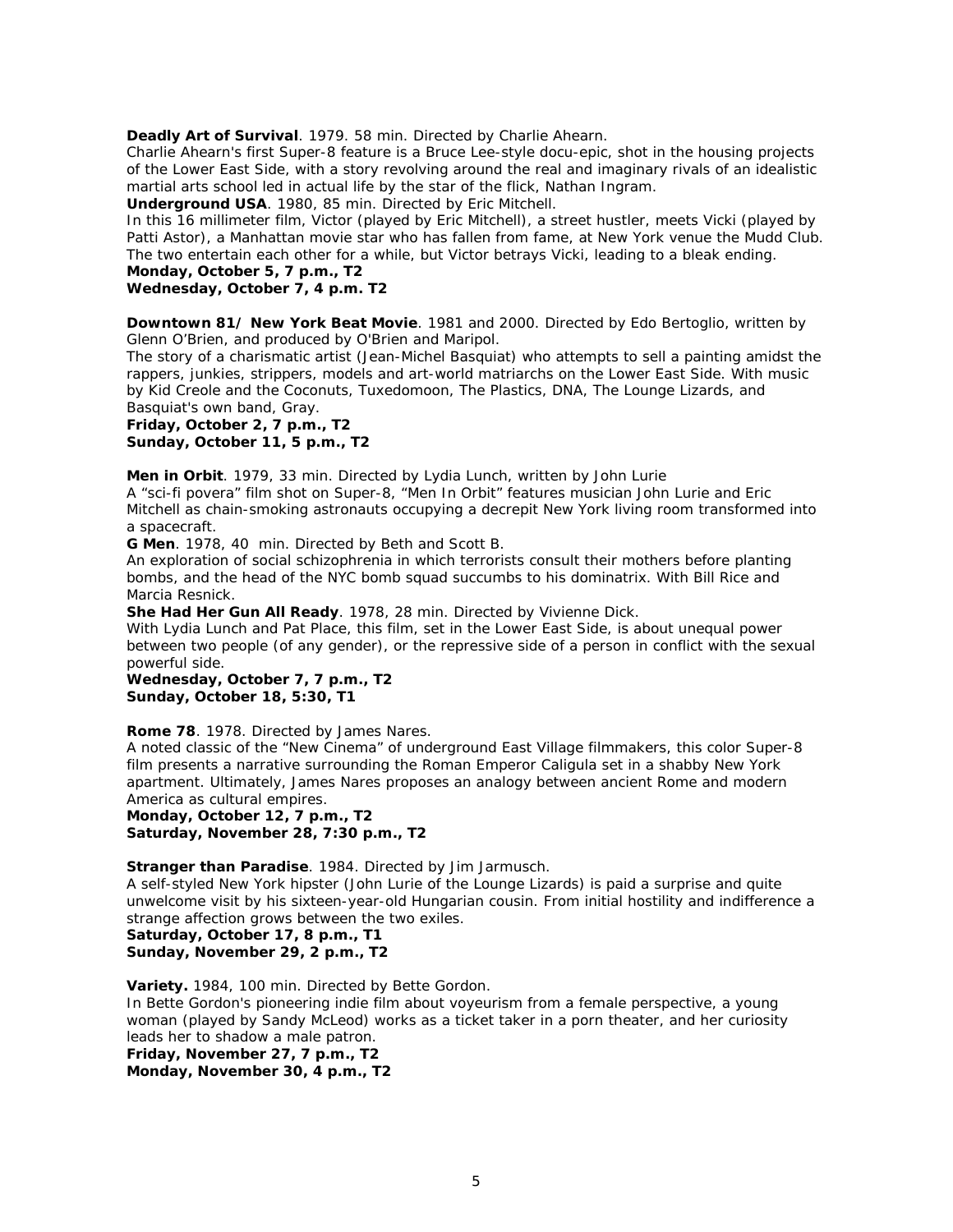**Deadly Art of Survival**. 1979. 58 min. Directed by Charlie Ahearn.
Charlie Ahearn's first Super-8 feature is a Bruce Lee-style docu-epic, shot in the housing projects of the Lower East Side, with a story revolving around the real and imaginary rivals of an idealistic martial arts school led in actual life by the star of the flick, Nathan Ingram.
**Underground USA**. 1980, 85 min. Directed by Eric Mitchell.
In this 16 millimeter film, Victor (played by Eric Mitchell), a street hustler, meets Vicki (played by Patti Astor), a Manhattan movie star who has fallen from fame, at New York venue the Mudd Club. The two entertain each other for a while, but Victor betrays Vicki, leading to a bleak ending.
**Monday, October 5, 7 p.m., T2**
**Wednesday, October 7, 4 p.m. T2**

**Downtown 81/ New York Beat Movie**. 1981 and 2000. Directed by Edo Bertoglio, written by Glenn O'Brien, and produced by O'Brien and Maripol.
The story of a charismatic artist (Jean-Michel Basquiat) who attempts to sell a painting amidst the rappers, junkies, strippers, models and art-world matriarchs on the Lower East Side. With music by Kid Creole and the Coconuts, Tuxedomoon, The Plastics, DNA, The Lounge Lizards, and Basquiat's own band, Gray.
**Friday, October 2, 7 p.m., T2**
**Sunday, October 11, 5 p.m., T2**

**Men in Orbit**. 1979, 33 min. Directed by Lydia Lunch, written by John Lurie
A "sci-fi povera" film shot on Super-8, "Men In Orbit" features musician John Lurie and Eric Mitchell as chain-smoking astronauts occupying a decrepit New York living room transformed into a spacecraft.
**G Men**. 1978, 40 min. Directed by Beth and Scott B.
An exploration of social schizophrenia in which terrorists consult their mothers before planting bombs, and the head of the NYC bomb squad succumbs to his dominatrix. With Bill Rice and Marcia Resnick.
**She Had Her Gun All Ready**. 1978, 28 min. Directed by Vivienne Dick.
With Lydia Lunch and Pat Place, this film, set in the Lower East Side, is about unequal power between two people (of any gender), or the repressive side of a person in conflict with the sexual powerful side.
**Wednesday, October 7, 7 p.m., T2**
**Sunday, October 18, 5:30, T1**

**Rome 78**. 1978. Directed by James Nares.
A noted classic of the "New Cinema" of underground East Village filmmakers, this color Super-8 film presents a narrative surrounding the Roman Emperor Caligula set in a shabby New York apartment. Ultimately, James Nares proposes an analogy between ancient Rome and modern America as cultural empires.
**Monday, October 12, 7 p.m., T2**
**Saturday, November 28, 7:30 p.m., T2**

**Stranger than Paradise**. 1984. Directed by Jim Jarmusch.
A self-styled New York hipster (John Lurie of the Lounge Lizards) is paid a surprise and quite unwelcome visit by his sixteen-year-old Hungarian cousin. From initial hostility and indifference a strange affection grows between the two exiles.
**Saturday, October 17, 8 p.m., T1**
**Sunday, November 29, 2 p.m., T2**

**Variety.** 1984, 100 min. Directed by Bette Gordon.
In Bette Gordon's pioneering indie film about voyeurism from a female perspective, a young woman (played by Sandy McLeod) works as a ticket taker in a porn theater, and her curiosity leads her to shadow a male patron.
**Friday, November 27, 7 p.m., T2**
**Monday, November 30, 4 p.m., T2**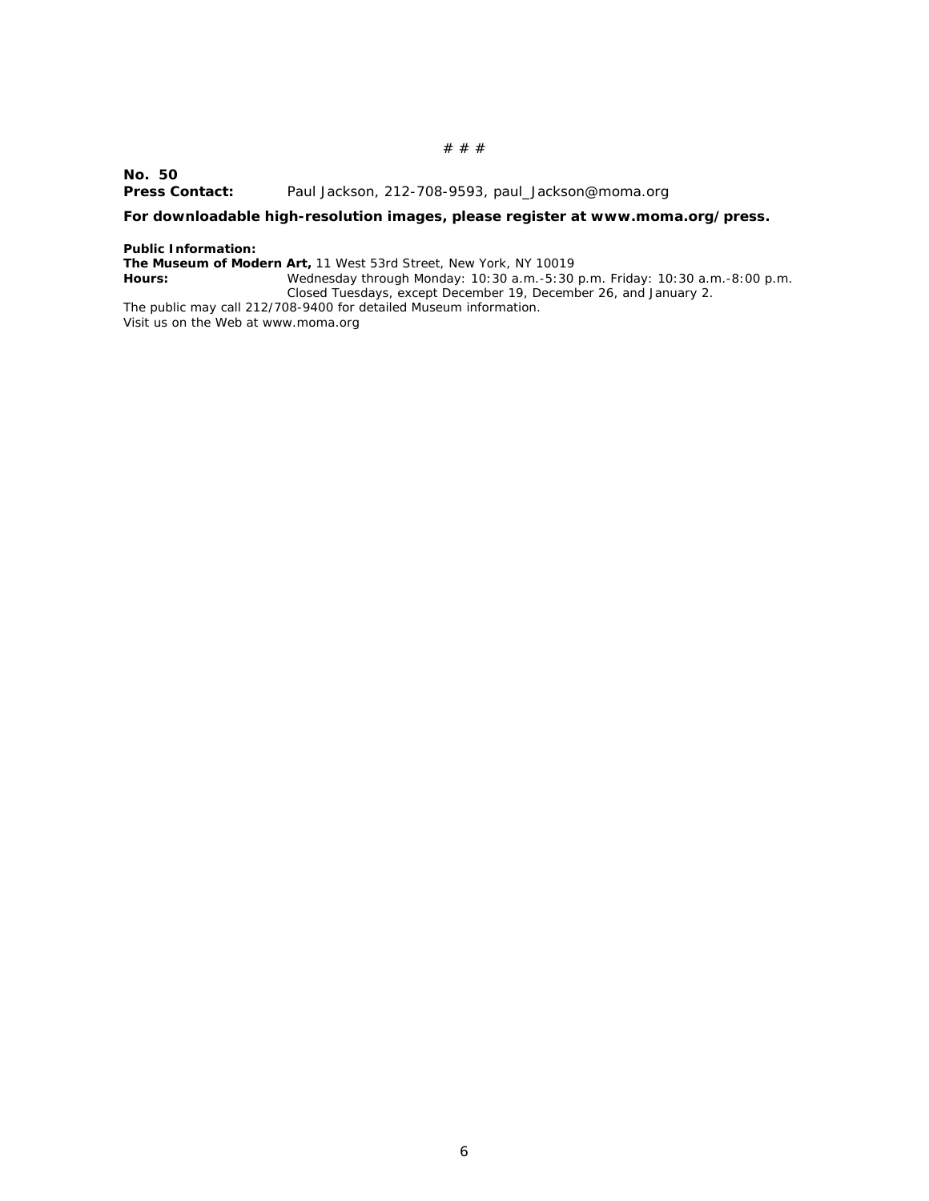# # #

**No. 50**
**Press Contact:** Paul Jackson, 212-708-9593, paul_Jackson@moma.org

**For downloadable high-resolution images, please register at www.moma.org/press.**

**Public Information:**
**The Museum of Modern Art,** 11 West 53rd Street, New York, NY 10019
**Hours:** Wednesday through Monday: 10:30 a.m.-5:30 p.m. Friday: 10:30 a.m.-8:00 p.m.
Closed Tuesdays, except December 19, December 26, and January 2.
The public may call 212/708-9400 for detailed Museum information.
Visit us on the Web at www.moma.org